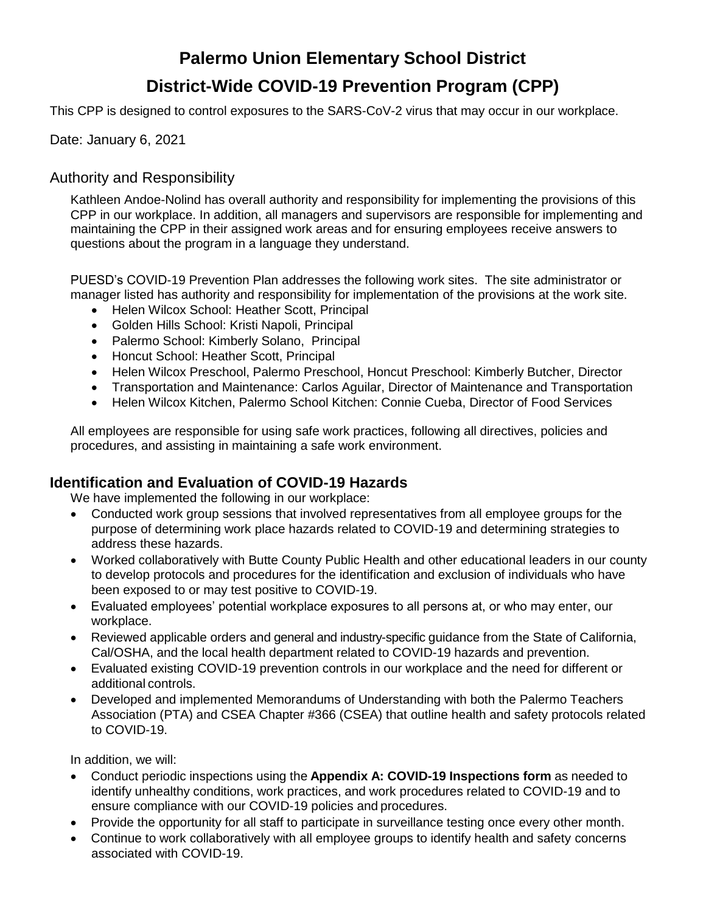# Palermo Union Elementary School District

# District-Wide COVID-19 Prevention Program (CPP)

This CPP is designed to control exposures to the SARS-CoV-2 virus that may occur in our workplace.

Date: January 6, 2021

## Authority and Responsibility

Kathleen Andoe-Nolind has overall authority and responsibility for implementing the provisions of this CPP in our workplace. In addition, all managers and supervisors are responsible for implementing and maintaining the CPP in their assigned work areas and for ensuring employees receive answers to questions about the program in a language they understand.

PUESD's COVID-19 Prevention Plan addresses the following work sites. The site administrator or manager listed has authority and responsibility for implementation of the provisions at the work site.

- Helen Wilcox School: Heather Scott, Principal
- Golden Hills School: Kristi Napoli, Principal
- Palermo School: Kimberly Solano, Principal
- Honcut School: Heather Scott, Principal
- Helen Wilcox Preschool, Palermo Preschool, Honcut Preschool: Kimberly Butcher, Director
- Transportation and Maintenance: Carlos Aguilar, Director of Maintenance and Transportation
- Helen Wilcox Kitchen, Palermo School Kitchen: Connie Cueba, Director of Food Services

All employees are responsible for using safe work practices, following all directives, policies and procedures, and assisting in maintaining a safe work environment.

## Identification and Evaluation of COVID-19 Hazards

We have implemented the following in our workplace:

- Conducted work group sessions that involved representatives from all employee groups for the purpose of determining work place hazards related to COVID-19 and determining strategies to address these hazards.
- Worked collaboratively with Butte County Public Health and other educational leaders in our county to develop protocols and procedures for the identification and exclusion of individuals who have been exposed to or may test positive to COVID-19.
- Evaluated employees' potential workplace exposures to all persons at, or who may enter, our workplace.
- Reviewed applicable orders and general and industry-specific guidance from the State of California, Cal/OSHA, and the local health department related to COVID-19 hazards and prevention.
- Evaluated existing COVID-19 prevention controls in our workplace and the need for different or additional controls.
- Developed and implemented Memorandums of Understanding with both the Palermo Teachers Association (PTA) and CSEA Chapter #366 (CSEA) that outline health and safety protocols related to COVID-19.

In addition, we will:

- Conduct periodic inspections using the **Appendix A: COVID-19 Inspections form** as needed to identify unhealthy conditions, work practices, and work procedures related to COVID-19 and to ensure compliance with our COVID-19 policies and procedures.
- Provide the opportunity for all staff to participate in surveillance testing once every other month.
- Continue to work collaboratively with all employee groups to identify health and safety concerns associated with COVID-19.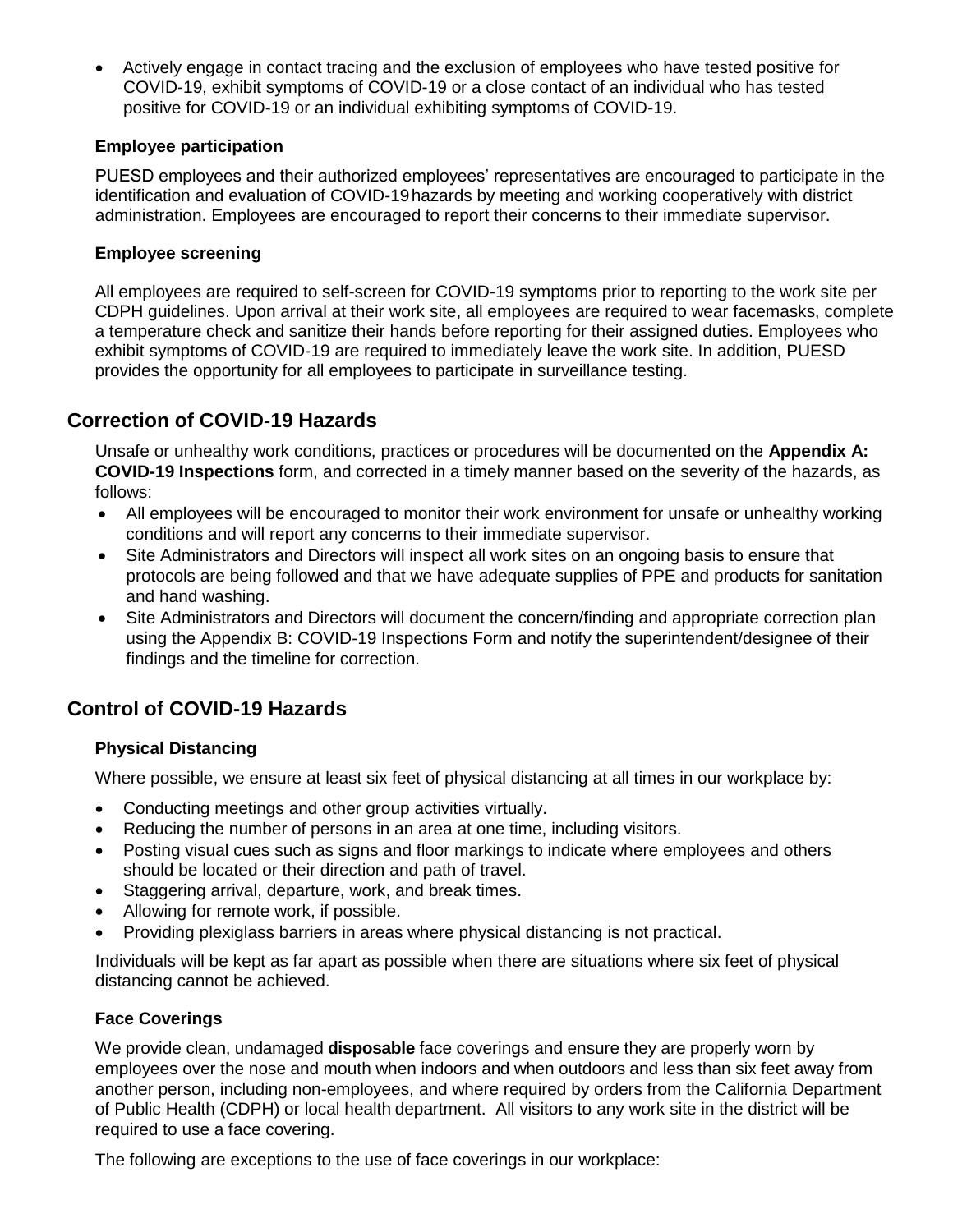- Actively engage in contact tracing and the exclusion of employees who have tested positive for COVID-19, exhibit symptoms of COVID-19 or a close contact of an individual who has tested positive for COVID-19 or an individual exhibiting symptoms of COVID-19.

### Employee participation

PUESD employees and their authorized employees' representatives are encouraged to participate in the identification and evaluation of COVID-19 hazards by meeting and working cooperatively with district administration. Employees are encouraged to report their concerns to their immediate supervisor.

### Employee screening

All employees are required to self-screen for COVID-19 symptoms prior to reporting to the work site per CDPH guidelines. Upon arrival at their work site, all employees are required to wear facemasks, complete a temperature check and sanitize their hands before reporting for their assigned duties. Employees who exhibit symptoms of COVID-19 are required to immediately leave the work site. In addition, PUESD provides the opportunity for all employees to participate in surveillance testing.

## Correction of COVID-19 Hazards

Unsafe or unhealthy work conditions, practices or procedures will be documented on the **Appendix A: COVID-19 Inspections** form, and corrected in a timely manner based on the severity of the hazards, as follows:

- All employees will be encouraged to monitor their work environment for unsafe or unhealthy working conditions and will report any concerns to their immediate supervisor.
- Site Administrators and Directors will inspect all work sites on an ongoing basis to ensure that protocols are being followed and that we have adequate supplies of PPE and products for sanitation and hand washing.
- Site Administrators and Directors will document the concern/finding and appropriate correction plan using the Appendix B: COVID-19 Inspections Form and notify the superintendent/designee of their findings and the timeline for correction.

## Control of COVID-19 Hazards

### Physical Distancing

Where possible, we ensure at least six feet of physical distancing at all times in our workplace by:

- Conducting meetings and other group activities virtually.
- Reducing the number of persons in an area at one time, including visitors.
- Posting visual cues such as signs and floor markings to indicate where employees and others should be located or their direction and path of travel.
- Staggering arrival, departure, work, and break times.
- Allowing for remote work, if possible.
- Providing plexiglass barriers in areas where physical distancing is not practical.

Individuals will be kept as far apart as possible when there are situations where six feet of physical distancing cannot be achieved.

### Face Coverings

We provide clean, undamaged **disposable** face coverings and ensure they are properly worn by employees over the nose and mouth when indoors and when outdoors and less than six feet away from another person, including non-employees, and where required by orders from the California Department of Public Health (CDPH) or local health department. All visitors to any work site in the district will be required to use a face covering.

The following are exceptions to the use of face coverings in our workplace: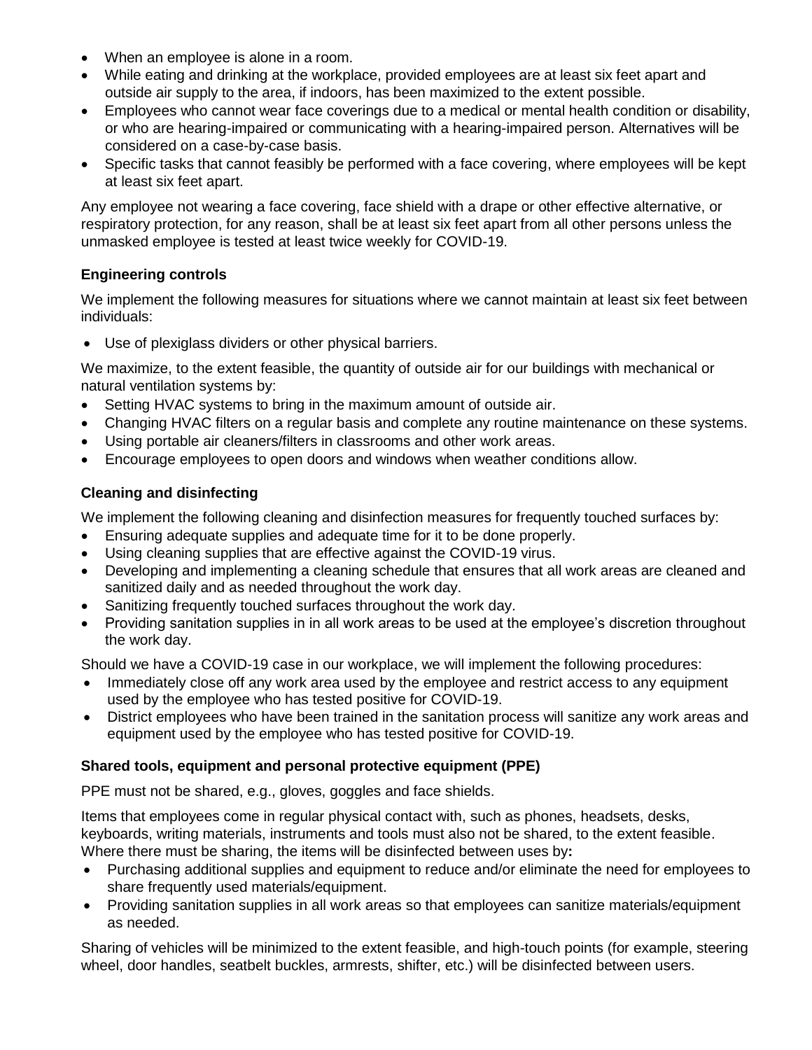- When an employee is alone in a room.
- While eating and drinking at the workplace, provided employees are at least six feet apart and outside air supply to the area, if indoors, has been maximized to the extent possible.
- Employees who cannot wear face coverings due to a medical or mental health condition or disability, or who are hearing-impaired or communicating with a hearing-impaired person. Alternatives will be considered on a case-by-case basis.
- Specific tasks that cannot feasibly be performed with a face covering, where employees will be kept at least six feet apart.

Any employee not wearing a face covering, face shield with a drape or other effective alternative, or respiratory protection, for any reason, shall be at least six feet apart from all other persons unless the unmasked employee is tested at least twice weekly for COVID-19.

### Engineering controls

We implement the following measures for situations where we cannot maintain at least six feet between individuals:

- Use of plexiglass dividers or other physical barriers.

We maximize, to the extent feasible, the quantity of outside air for our buildings with mechanical or natural ventilation systems by:

- Setting HVAC systems to bring in the maximum amount of outside air.
- Changing HVAC filters on a regular basis and complete any routine maintenance on these systems.
- Using portable air cleaners/filters in classrooms and other work areas.
- Encourage employees to open doors and windows when weather conditions allow.

### Cleaning and disinfecting

We implement the following cleaning and disinfection measures for frequently touched surfaces by:

- Ensuring adequate supplies and adequate time for it to be done properly.
- Using cleaning supplies that are effective against the COVID-19 virus.
- Developing and implementing a cleaning schedule that ensures that all work areas are cleaned and sanitized daily and as needed throughout the work day.
- Sanitizing frequently touched surfaces throughout the work day.
- Providing sanitation supplies in in all work areas to be used at the employee's discretion throughout the work day.

Should we have a COVID-19 case in our workplace, we will implement the following procedures:

- Immediately close off any work area used by the employee and restrict access to any equipment used by the employee who has tested positive for COVID-19.
- District employees who have been trained in the sanitation process will sanitize any work areas and equipment used by the employee who has tested positive for COVID-19.

### Shared tools, equipment and personal protective equipment (PPE)

PPE must not be shared, e.g., gloves, goggles and face shields.

Items that employees come in regular physical contact with, such as phones, headsets, desks, keyboards, writing materials, instruments and tools must also not be shared, to the extent feasible. Where there must be sharing, the items will be disinfected between uses by**:**

- Purchasing additional supplies and equipment to reduce and/or eliminate the need for employees to share frequently used materials/equipment.
- Providing sanitation supplies in all work areas so that employees can sanitize materials/equipment as needed.

Sharing of vehicles will be minimized to the extent feasible, and high-touch points (for example, steering wheel, door handles, seatbelt buckles, armrests, shifter, etc.) will be disinfected between users.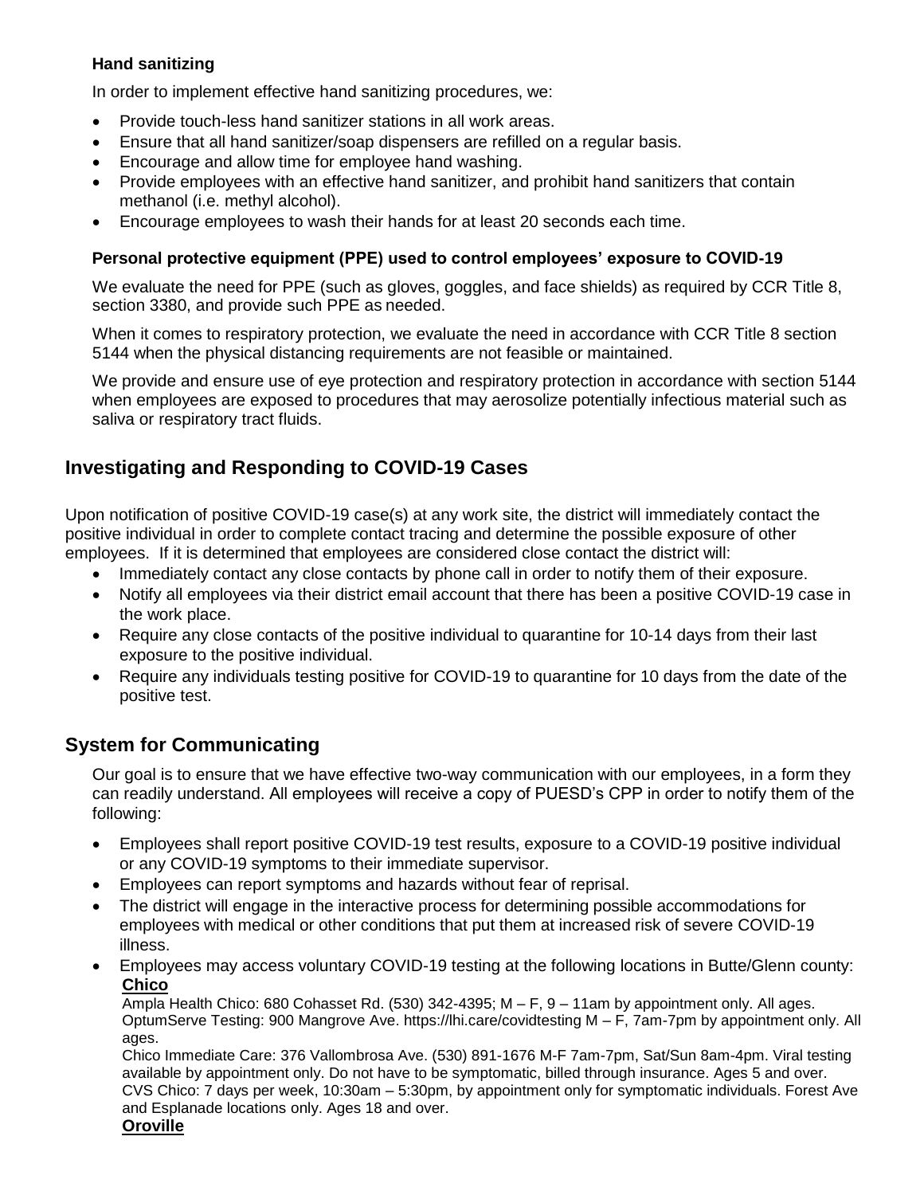### Hand sanitizing

In order to implement effective hand sanitizing procedures, we:

- Provide touch-less hand sanitizer stations in all work areas.
- Ensure that all hand sanitizer/soap dispensers are refilled on a regular basis.
- Encourage and allow time for employee hand washing.
- Provide employees with an effective hand sanitizer, and prohibit hand sanitizers that contain methanol (i.e. methyl alcohol).
- Encourage employees to wash their hands for at least 20 seconds each time.

### Personal protective equipment (PPE) used to control employees' exposure to COVID-19

We evaluate the need for PPE (such as gloves, goggles, and face shields) as required by CCR Title 8, section 3380, and provide such PPE as needed.

When it comes to respiratory protection, we evaluate the need in accordance with CCR Title 8 section 5144 when the physical distancing requirements are not feasible or maintained.

We provide and ensure use of eye protection and respiratory protection in accordance with section 5144 when employees are exposed to procedures that may aerosolize potentially infectious material such as saliva or respiratory tract fluids.

## Investigating and Responding to COVID-19 Cases

Upon notification of positive COVID-19 case(s) at any work site, the district will immediately contact the positive individual in order to complete contact tracing and determine the possible exposure of other employees. If it is determined that employees are considered close contact the district will:

- Immediately contact any close contacts by phone call in order to notify them of their exposure.
- Notify all employees via their district email account that there has been a positive COVID-19 case in the work place.
- Require any close contacts of the positive individual to quarantine for 10-14 days from their last exposure to the positive individual.
- Require any individuals testing positive for COVID-19 to quarantine for 10 days from the date of the positive test.

## System for Communicating

Our goal is to ensure that we have effective two-way communication with our employees, in a form they can readily understand. All employees will receive a copy of PUESD's CPP in order to notify them of the following:

- Employees shall report positive COVID-19 test results, exposure to a COVID-19 positive individual or any COVID-19 symptoms to their immediate supervisor.
- Employees can report symptoms and hazards without fear of reprisal.
- The district will engage in the interactive process for determining possible accommodations for employees with medical or other conditions that put them at increased risk of severe COVID-19 illness.
- Employees may access voluntary COVID-19 testing at the following locations in Butte/Glenn county:

  **Chico**

  Ampla Health Chico: 680 Cohasset Rd. (530) 342-4395; M – F, 9 – 11am by appointment only. All ages.
  OptumServe Testing: 900 Mangrove Ave. https://lhi.care/covidtesting M – F, 7am-7pm by appointment only. All ages.
  Chico Immediate Care: 376 Vallombrosa Ave. (530) 891-1676 M-F 7am-7pm, Sat/Sun 8am-4pm. Viral testing available by appointment only. Do not have to be symptomatic, billed through insurance. Ages 5 and over.
  CVS Chico: 7 days per week, 10:30am – 5:30pm, by appointment only for symptomatic individuals. Forest Ave and Esplanade locations only. Ages 18 and over.

  **Oroville**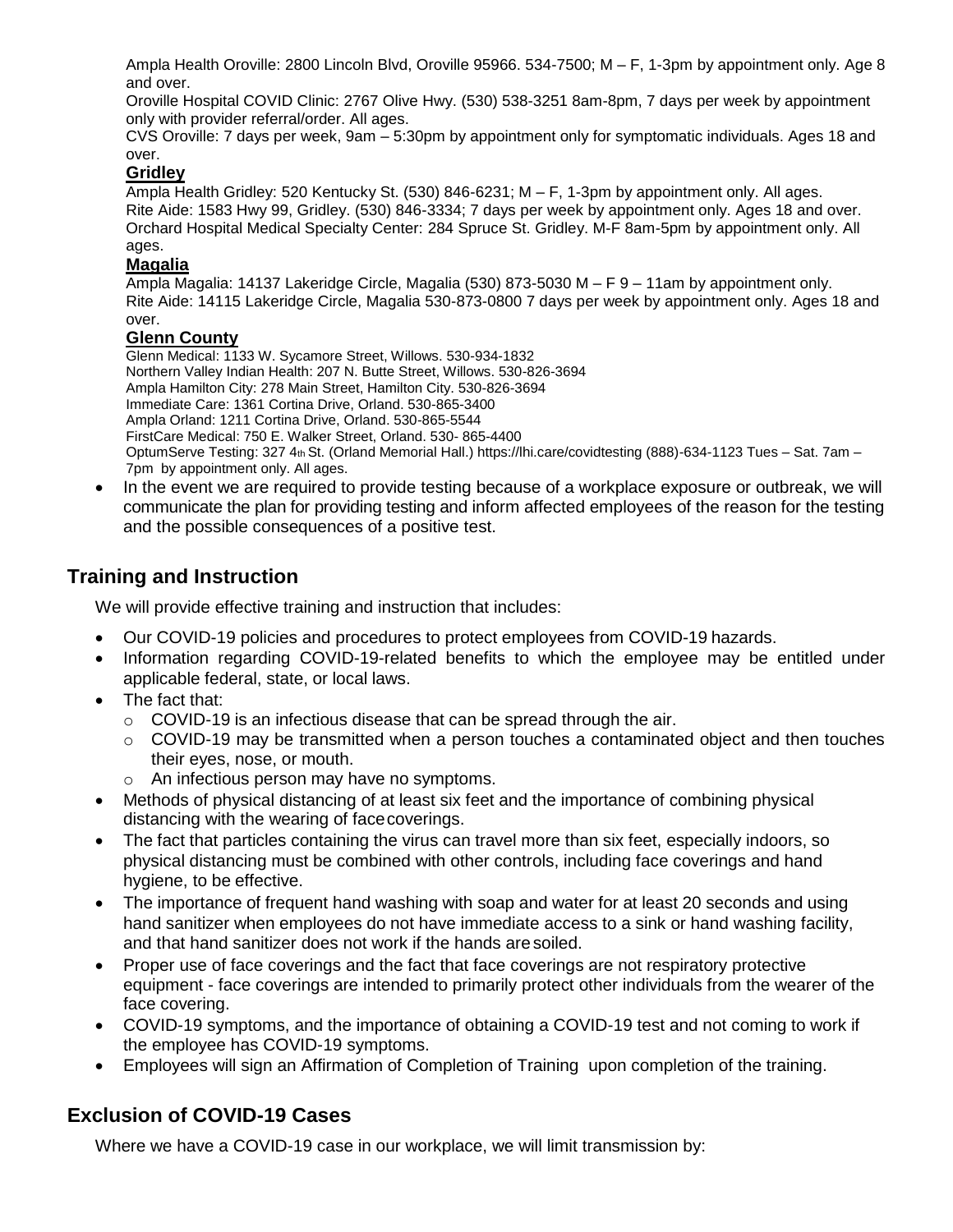Ampla Health Oroville: 2800 Lincoln Blvd, Oroville 95966. 534-7500; M – F, 1-3pm by appointment only. Age 8 and over.

Oroville Hospital COVID Clinic: 2767 Olive Hwy. (530) 538-3251 8am-8pm, 7 days per week by appointment only with provider referral/order. All ages.

CVS Oroville: 7 days per week, 9am – 5:30pm by appointment only for symptomatic individuals. Ages 18 and over.

**Gridley**

Ampla Health Gridley: 520 Kentucky St. (530) 846-6231; M – F, 1-3pm by appointment only. All ages.

Rite Aide: 1583 Hwy 99, Gridley. (530) 846-3334; 7 days per week by appointment only. Ages 18 and over.

Orchard Hospital Medical Specialty Center: 284 Spruce St. Gridley. M-F 8am-5pm by appointment only. All ages.

**Magalia**

Ampla Magalia: 14137 Lakeridge Circle, Magalia (530) 873-5030 M – F 9 – 11am by appointment only.

Rite Aide: 14115 Lakeridge Circle, Magalia 530-873-0800 7 days per week by appointment only. Ages 18 and over.

**Glenn County**

Glenn Medical: 1133 W. Sycamore Street, Willows. 530-934-1832
Northern Valley Indian Health: 207 N. Butte Street, Willows. 530-826-3694
Ampla Hamilton City: 278 Main Street, Hamilton City. 530-826-3694
Immediate Care: 1361 Cortina Drive, Orland. 530-865-3400
Ampla Orland: 1211 Cortina Drive, Orland. 530-865-5544
FirstCare Medical: 750 E. Walker Street, Orland. 530- 865-4400
OptumServe Testing: 327 4th St. (Orland Memorial Hall.) https://lhi.care/covidtesting (888)-634-1123 Tues – Sat. 7am – 7pm by appointment only. All ages.

- In the event we are required to provide testing because of a workplace exposure or outbreak, we will communicate the plan for providing testing and inform affected employees of the reason for the testing and the possible consequences of a positive test.

## Training and Instruction

We will provide effective training and instruction that includes:

- Our COVID-19 policies and procedures to protect employees from COVID-19 hazards.
- Information regarding COVID-19-related benefits to which the employee may be entitled under applicable federal, state, or local laws.
- The fact that:
  - COVID-19 is an infectious disease that can be spread through the air.
  - COVID-19 may be transmitted when a person touches a contaminated object and then touches their eyes, nose, or mouth.
  - An infectious person may have no symptoms.
- Methods of physical distancing of at least six feet and the importance of combining physical distancing with the wearing of face coverings.
- The fact that particles containing the virus can travel more than six feet, especially indoors, so physical distancing must be combined with other controls, including face coverings and hand hygiene, to be effective.
- The importance of frequent hand washing with soap and water for at least 20 seconds and using hand sanitizer when employees do not have immediate access to a sink or hand washing facility, and that hand sanitizer does not work if the hands are soiled.
- Proper use of face coverings and the fact that face coverings are not respiratory protective equipment - face coverings are intended to primarily protect other individuals from the wearer of the face covering.
- COVID-19 symptoms, and the importance of obtaining a COVID-19 test and not coming to work if the employee has COVID-19 symptoms.
- Employees will sign an Affirmation of Completion of Training upon completion of the training.

## Exclusion of COVID-19 Cases

Where we have a COVID-19 case in our workplace, we will limit transmission by: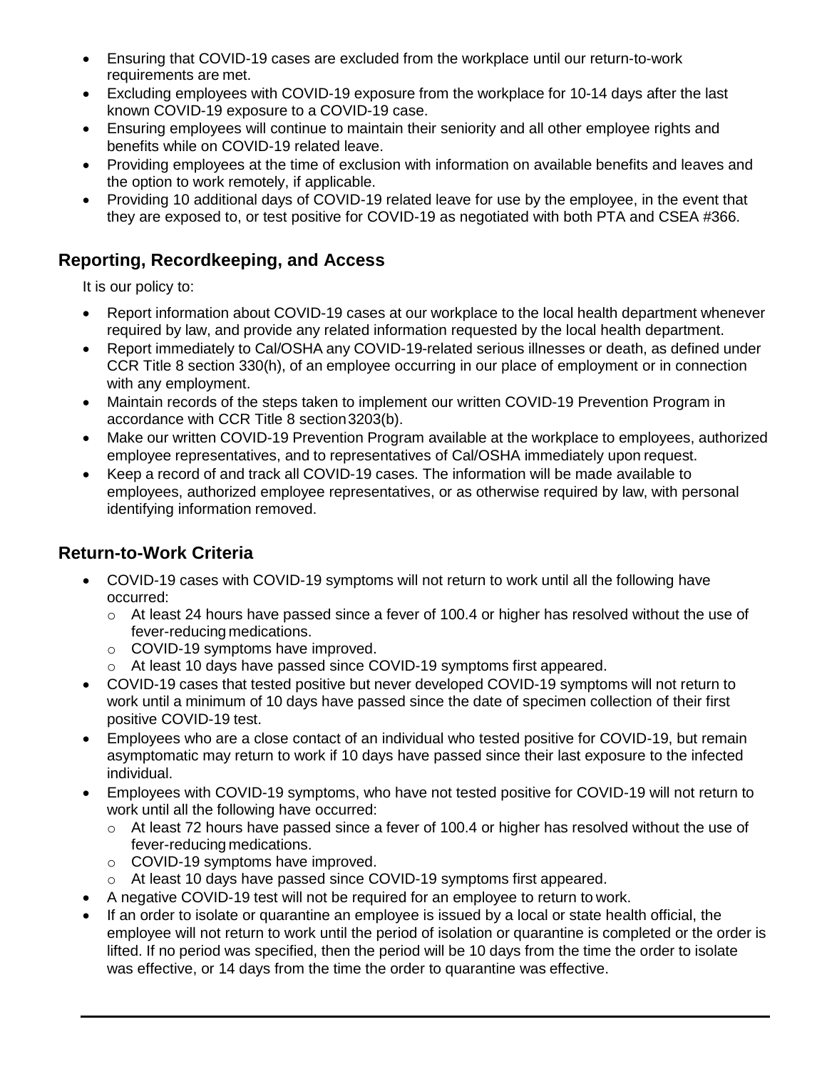- Ensuring that COVID-19 cases are excluded from the workplace until our return-to-work requirements are met.
- Excluding employees with COVID-19 exposure from the workplace for 10-14 days after the last known COVID-19 exposure to a COVID-19 case.
- Ensuring employees will continue to maintain their seniority and all other employee rights and benefits while on COVID-19 related leave.
- Providing employees at the time of exclusion with information on available benefits and leaves and the option to work remotely, if applicable.
- Providing 10 additional days of COVID-19 related leave for use by the employee, in the event that they are exposed to, or test positive for COVID-19 as negotiated with both PTA and CSEA #366.

## Reporting, Recordkeeping, and Access

It is our policy to:

- Report information about COVID-19 cases at our workplace to the local health department whenever required by law, and provide any related information requested by the local health department.
- Report immediately to Cal/OSHA any COVID-19-related serious illnesses or death, as defined under CCR Title 8 section 330(h), of an employee occurring in our place of employment or in connection with any employment.
- Maintain records of the steps taken to implement our written COVID-19 Prevention Program in accordance with CCR Title 8 section 3203(b).
- Make our written COVID-19 Prevention Program available at the workplace to employees, authorized employee representatives, and to representatives of Cal/OSHA immediately upon request.
- Keep a record of and track all COVID-19 cases. The information will be made available to employees, authorized employee representatives, or as otherwise required by law, with personal identifying information removed.

## Return-to-Work Criteria

- COVID-19 cases with COVID-19 symptoms will not return to work until all the following have occurred:
  - At least 24 hours have passed since a fever of 100.4 or higher has resolved without the use of fever-reducing medications.
  - COVID-19 symptoms have improved.
  - At least 10 days have passed since COVID-19 symptoms first appeared.
- COVID-19 cases that tested positive but never developed COVID-19 symptoms will not return to work until a minimum of 10 days have passed since the date of specimen collection of their first positive COVID-19 test.
- Employees who are a close contact of an individual who tested positive for COVID-19, but remain asymptomatic may return to work if 10 days have passed since their last exposure to the infected individual.
- Employees with COVID-19 symptoms, who have not tested positive for COVID-19 will not return to work until all the following have occurred:
  - At least 72 hours have passed since a fever of 100.4 or higher has resolved without the use of fever-reducing medications.
  - COVID-19 symptoms have improved.
  - At least 10 days have passed since COVID-19 symptoms first appeared.
- A negative COVID-19 test will not be required for an employee to return to work.
- If an order to isolate or quarantine an employee is issued by a local or state health official, the employee will not return to work until the period of isolation or quarantine is completed or the order is lifted. If no period was specified, then the period will be 10 days from the time the order to isolate was effective, or 14 days from the time the order to quarantine was effective.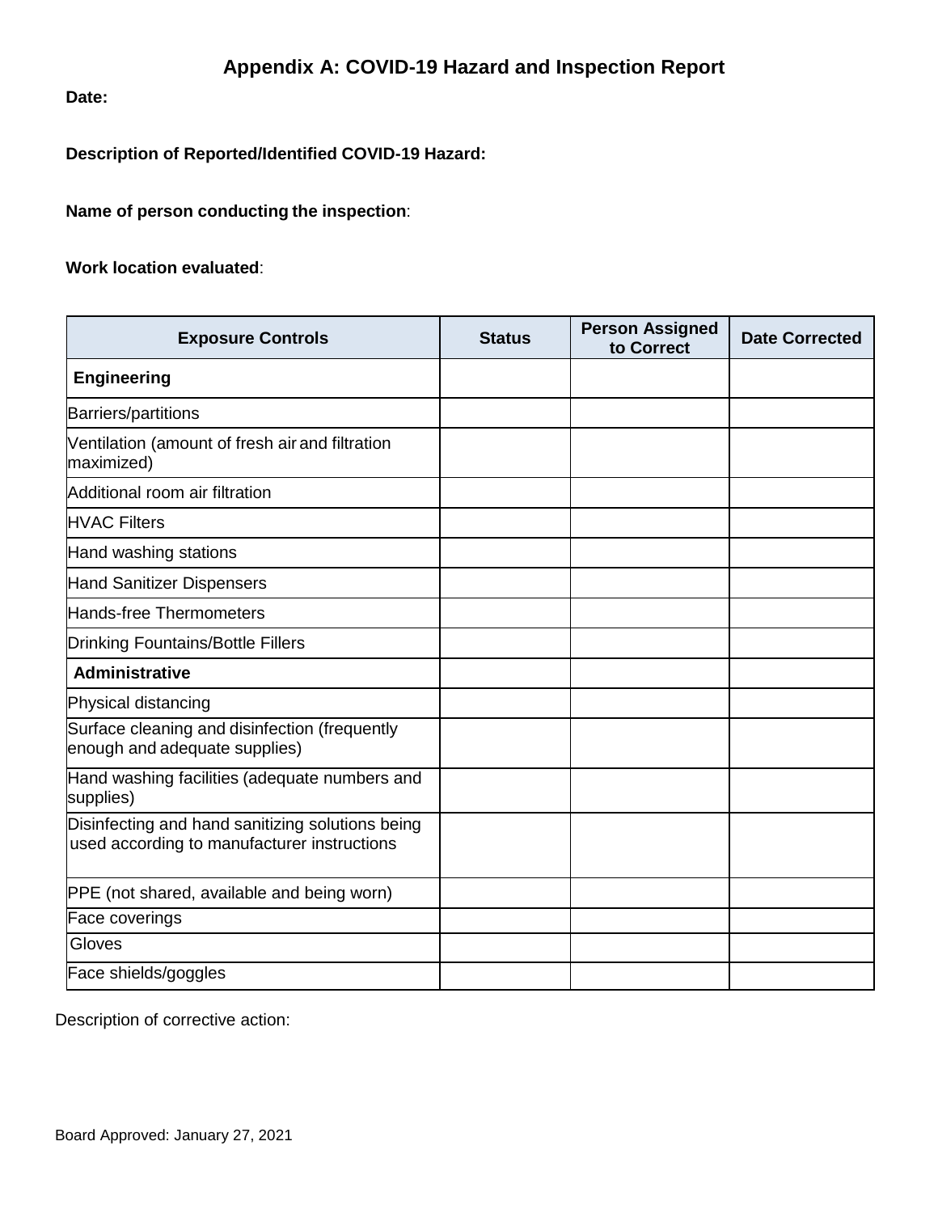# Appendix A: COVID-19 Hazard and Inspection Report

**Date:**

**Description of Reported/Identified COVID-19 Hazard:**

**Name of person conducting the inspection**:

**Work location evaluated**:

| Exposure Controls | Status | Person Assigned to Correct | Date Corrected |
|---|---|---|---|
| **Engineering** | | | |
| Barriers/partitions | | | |
| Ventilation (amount of fresh air and filtration maximized) | | | |
| Additional room air filtration | | | |
| HVAC Filters | | | |
| Hand washing stations | | | |
| Hand Sanitizer Dispensers | | | |
| Hands-free Thermometers | | | |
| Drinking Fountains/Bottle Fillers | | | |
| **Administrative** | | | |
| Physical distancing | | | |
| Surface cleaning and disinfection (frequently enough and adequate supplies) | | | |
| Hand washing facilities (adequate numbers and supplies) | | | |
| Disinfecting and hand sanitizing solutions being used according to manufacturer instructions | | | |
| PPE (not shared, available and being worn) | | | |
| Face coverings | | | |
| Gloves | | | |
| Face shields/goggles | | | |

Description of corrective action:

Board Approved: January 27, 2021